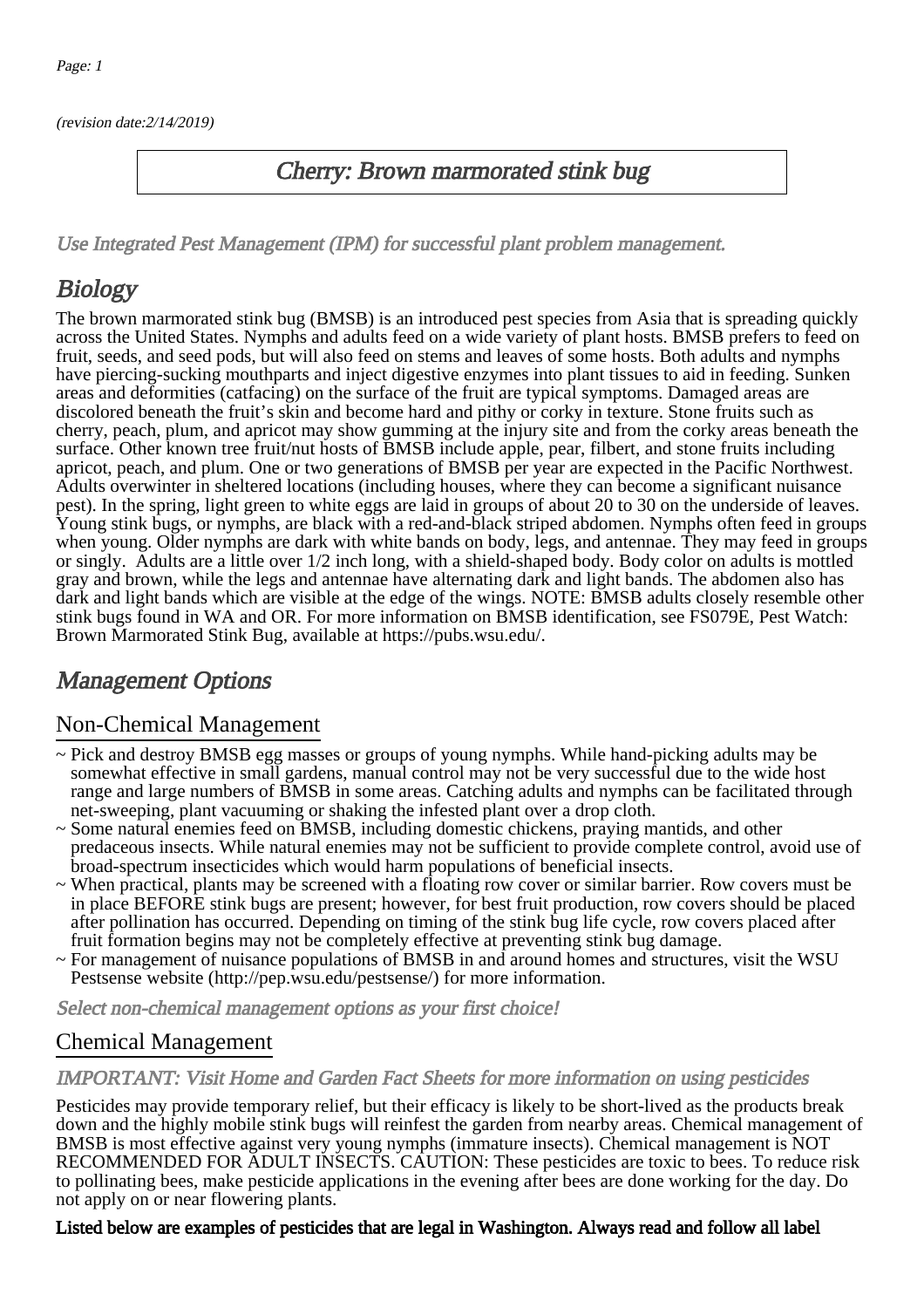(revision date:2/14/2019)

# Cherry: Brown marmorated stink bug

*Use Integrated Pest Management (IPM) for successful plant problem management.*

## Biology

The brown marmorated stink bug (BMSB) is an introduced pest species from Asia that is spreading quickly across the United States. Nymphs and adults feed on a wide variety of plant hosts. BMSB prefers to feed on fruit, seeds, and seed pods, but will also feed on stems and leaves of some hosts. Both adults and nymphs have piercing-sucking mouthparts and inject digestive enzymes into plant tissues to aid in feeding. Sunken areas and deformities (catfacing) on the surface of the fruit are typical symptoms. Damaged areas are discolored beneath the fruit's skin and become hard and pithy or corky in texture. Stone fruits such as cherry, peach, plum, and apricot may show gumming at the injury site and from the corky areas beneath the surface. Other known tree fruit/nut hosts of BMSB include apple, pear, filbert, and stone fruits including apricot, peach, and plum. One or two generations of BMSB per year are expected in the Pacific Northwest. Adults overwinter in sheltered locations (including houses, where they can become a significant nuisance pest). In the spring, light green to white eggs are laid in groups of about 20 to 30 on the underside of leaves. Young stink bugs, or nymphs, are black with a red-and-black striped abdomen. Nymphs often feed in groups when young. Older nymphs are dark with white bands on body, legs, and antennae. They may feed in groups or singly. Adults are a little over 1/2 inch long, with a shield-shaped body. Body color on adults is mottled gray and brown, while the legs and antennae have alternating dark and light bands. The abdomen also has dark and light bands which are visible at the edge of the wings. NOTE: BMSB adults closely resemble other stink bugs found in WA and OR. For more information on BMSB identification, see FS079E, Pest Watch: Brown Marmorated Stink Bug, available at https://pubs.wsu.edu/.

## Management Options

### Non-Chemical Management

- ~ Pick and destroy BMSB egg masses or groups of young nymphs. While hand-picking adults may be somewhat effective in small gardens, manual control may not be very successful due to the wide host range and large numbers of BMSB in some areas. Catching adults and nymphs can be facilitated through net-sweeping, plant vacuuming or shaking the infested plant over a drop cloth.
- ~ Some natural enemies feed on BMSB, including domestic chickens, praying mantids, and other predaceous insects. While natural enemies may not be sufficient to provide complete control, avoid use of broad-spectrum insecticides which would harm populations of beneficial insects.
- ~ When practical, plants may be screened with a floating row cover or similar barrier. Row covers must be in place BEFORE stink bugs are present; however, for best fruit production, row covers should be placed after pollination has occurred. Depending on timing of the stink bug life cycle, row covers placed after fruit formation begins may not be completely effective at preventing stink bug damage.
- ~ For management of nuisance populations of BMSB in and around homes and structures, visit the WSU Pestsense website (http://pep.wsu.edu/pestsense/) for more information.

*Select non-chemical management options as your first choice!*

### Chemical Management

*IMPORTANT: Visit Home and Garden Fact Sheets for more information on using pesticides*

Pesticides may provide temporary relief, but their efficacy is likely to be short-lived as the products break down and the highly mobile stink bugs will reinfest the garden from nearby areas. Chemical management of BMSB is most effective against very young nymphs (immature insects). Chemical management is NOT RECOMMENDED FOR ADULT INSECTS. CAUTION: These pesticides are toxic to bees. To reduce risk to pollinating bees, make pesticide applications in the evening after bees are done working for the day. Do not apply on or near flowering plants.

**Listed below are examples of pesticides that are legal in Washington. Always read and follow all label**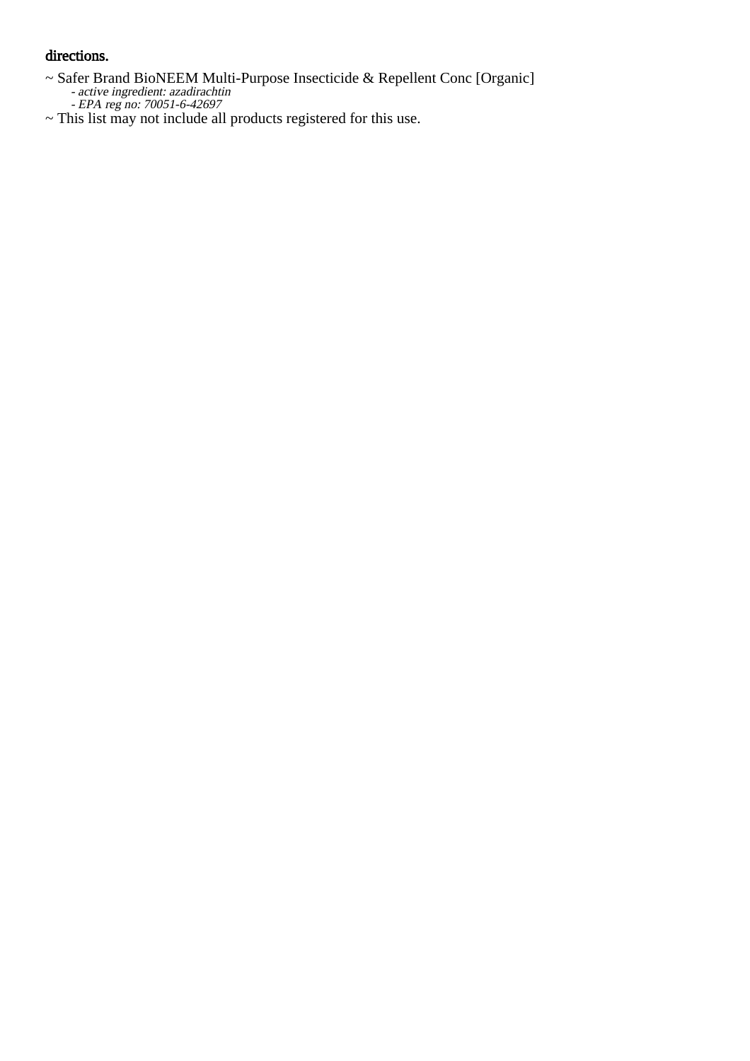directions.

~ Safer Brand BioNEEM Multi-Purpose Insecticide & Repellent Conc [Organic]
  - *active ingredient: azadirachtin*
  - *EPA reg no: 70051-6-42697*

~ This list may not include all products registered for this use.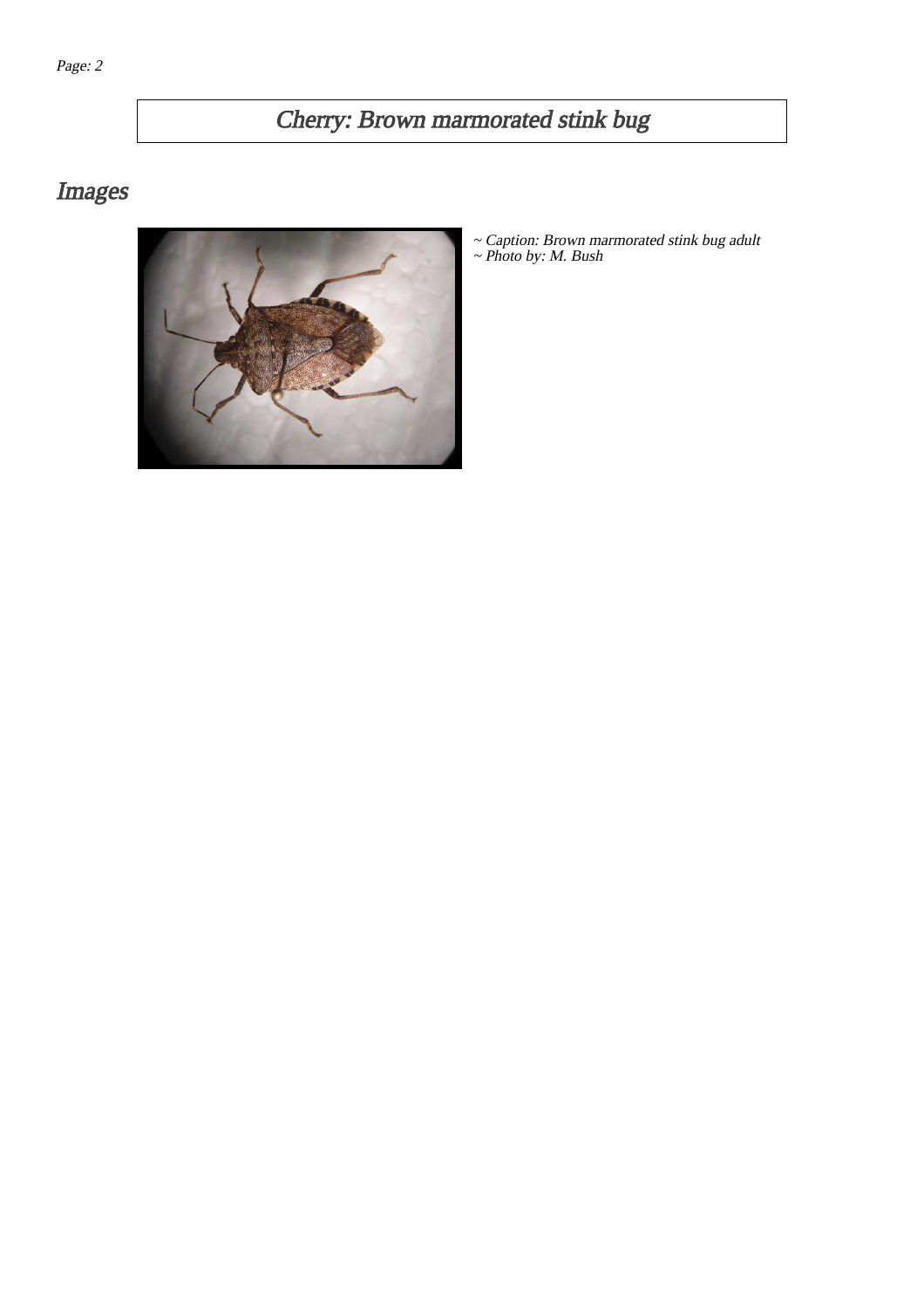# Cherry: Brown marmorated stink bug

## Images

~ Caption: Brown marmorated stink bug adult
~ Photo by: M. Bush